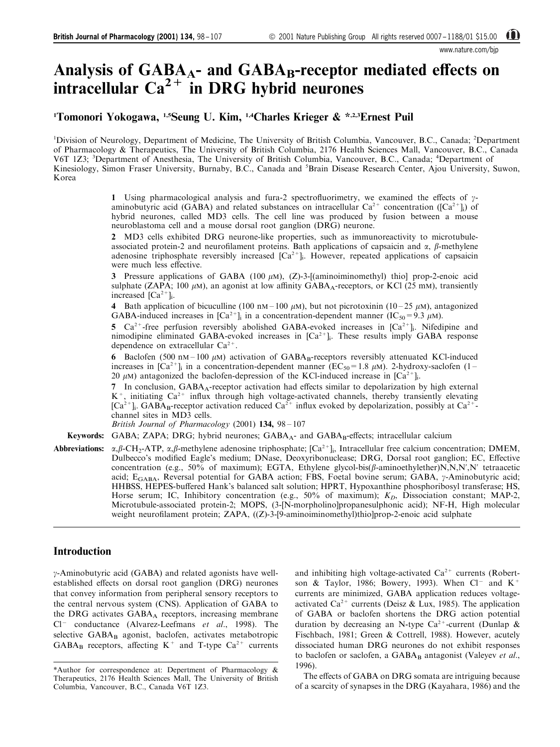# Analysis of $GABA_A$- and $GABA_B$-receptor mediated effects on intracellular $Ca^{2+}$ in DRG hybrid neurones

[1]Tomonori Yokogawa, [1,5]Seung U. Kim, [1,4]Charles Krieger & *,[2,3]Ernest Puil

[1]Division of Neurology, Department of Medicine, The University of British Columbia, Vancouver, B.C., Canada; [2]Department of Pharmacology & Therapeutics, The University of British Columbia, 2176 Health Sciences Mall, Vancouver, B.C., Canada V6T 1Z3; [3]Department of Anesthesia, The University of British Columbia, Vancouver, B.C., Canada; [4]Department of Kinesiology, Simon Fraser University, Burnaby, B.C., Canada and [5]Brain Disease Research Center, Ajou University, Suwon, Korea

**1** Using pharmacological analysis and fura-2 spectrofluorimetry, we examined the effects of γ-aminobutyric acid (GABA) and related substances on intracellular $Ca^{2+}$ concentration ($[Ca^{2+}]_i$) of hybrid neurones, called MD3 cells. The cell line was produced by fusion between a mouse neuroblastoma cell and a mouse dorsal root ganglion (DRG) neurone.

**2** MD3 cells exhibited DRG neurone-like properties, such as immunoreactivity to microtubule-associated protein-2 and neurofilament proteins. Bath applications of capsaicin and α, β-methylene adenosine triphosphate reversibly increased $[Ca^{2+}]_i$. However, repeated applications of capsaicin were much less effective.

**3** Pressure applications of GABA (100 μM), (Z)-3-[(aminoiminomethyl) thio] prop-2-enoic acid sulphate (ZAPA; 100 μM), an agonist at low affinity $GABA_A$-receptors, or KCl (25 mM), transiently increased $[Ca^{2+}]_i$.

**4** Bath application of bicuculline (100 nM – 100 μM), but not picrotoxinin (10 – 25 μM), antagonized GABA-induced increases in $[Ca^{2+}]_i$ in a concentration-dependent manner ($IC_{50}$ = 9.3 μM).

**5** $Ca^{2+}$-free perfusion reversibly abolished GABA-evoked increases in $[Ca^{2+}]_i$. Nifedipine and nimodipine eliminated GABA-evoked increases in $[Ca^{2+}]_i$. These results imply GABA response dependence on extracellular $Ca^{2+}$.

**6** Baclofen (500 nM – 100 μM) activation of $GABA_B$-receptors reversibly attenuated KCl-induced increases in $[Ca^{2+}]_i$ in a concentration-dependent manner ($EC_{50}$ = 1.8 μM). 2-hydroxy-saclofen (1 – 20 μM) antagonized the baclofen-depression of the KCl-induced increase in $[Ca^{2+}]_i$.

**7** In conclusion, $GABA_A$-receptor activation had effects similar to depolarization by high external $K^+$, initiating $Ca^{2+}$ influx through high voltage-activated channels, thereby transiently elevating $[Ca^{2+}]_i$. $GABA_B$-receptor activation reduced $Ca^{2+}$ influx evoked by depolarization, possibly at $Ca^{2+}$-channel sites in MD3 cells.

*British Journal of Pharmacology* (2001) **134**, 98 – 107

**Keywords:** GABA; ZAPA; DRG; hybrid neurones; $GABA_A$- and $GABA_B$-effects; intracellular calcium

**Abbreviations:** α,β-$CH_2$-ATP, α,β-methylene adenosine triphosphate; $[Ca^{2+}]_i$, Intracellular free calcium concentration; DMEM, Dulbecco's modified Eagle's medium; DNase, Deoxyribonuclease; DRG, Dorsal root ganglion; EC, Effective concentration (e.g., 50% of maximum); EGTA, Ethylene glycol-bis(β-aminoethylether)N,N,N′,N′ tetraacetic acid; $E_{GABA}$, Reversal potential for GABA action; FBS, Foetal bovine serum; GABA, γ-Aminobutyric acid; HHBSS, HEPES-buffered Hank's balanced salt solution; HPRT, Hypoxanthine phosphoribosyl transferase; HS, Horse serum; IC, Inhibitory concentration (e.g., 50% of maximum); $K_D$, Dissociation constant; MAP-2, Microtubule-associated protein-2; MOPS, (3-[N-morpholino]propanesulphonic acid); NF-H, High molecular weight neurofilament protein; ZAPA, ((Z)-3-[9-aminoiminomethyl)thio]prop-2-enoic acid sulphate

## Introduction

γ-Aminobutyric acid (GABA) and related agonists have well-established effects on dorsal root ganglion (DRG) neurones that convey information from peripheral sensory receptors to the central nervous system (CNS). Application of GABA to the DRG activates $GABA_A$ receptors, increasing membrane $Cl^-$ conductance (Alvarez-Leefmans *et al*., 1998). The selective $GABA_B$ agonist, baclofen, activates metabotropic $GABA_B$ receptors, affecting $K^+$ and T-type $Ca^{2+}$ currents and inhibiting high voltage-activated $Ca^{2+}$ currents (Robertson & Taylor, 1986; Bowery, 1993). When $Cl^-$ and $K^+$ currents are minimized, GABA application reduces voltage-activated $Ca^{2+}$ currents (Deisz & Lux, 1985). The application of GABA or baclofen shortens the DRG action potential duration by decreasing an N-type $Ca^{2+}$-current (Dunlap & Fischbach, 1981; Green & Cottrell, 1988). However, acutely dissociated human DRG neurones do not exhibit responses to baclofen or saclofen, a $GABA_B$ antagonist (Valeyev *et al*., 1996).

The effects of GABA on DRG somata are intriguing because of a scarcity of synapses in the DRG (Kayahara, 1986) and the

*Author for correspondence at: Depertment of Pharmacology & Therapeutics, 2176 Health Sciences Mall, The University of British Columbia, Vancouver, B.C., Canada V6T 1Z3.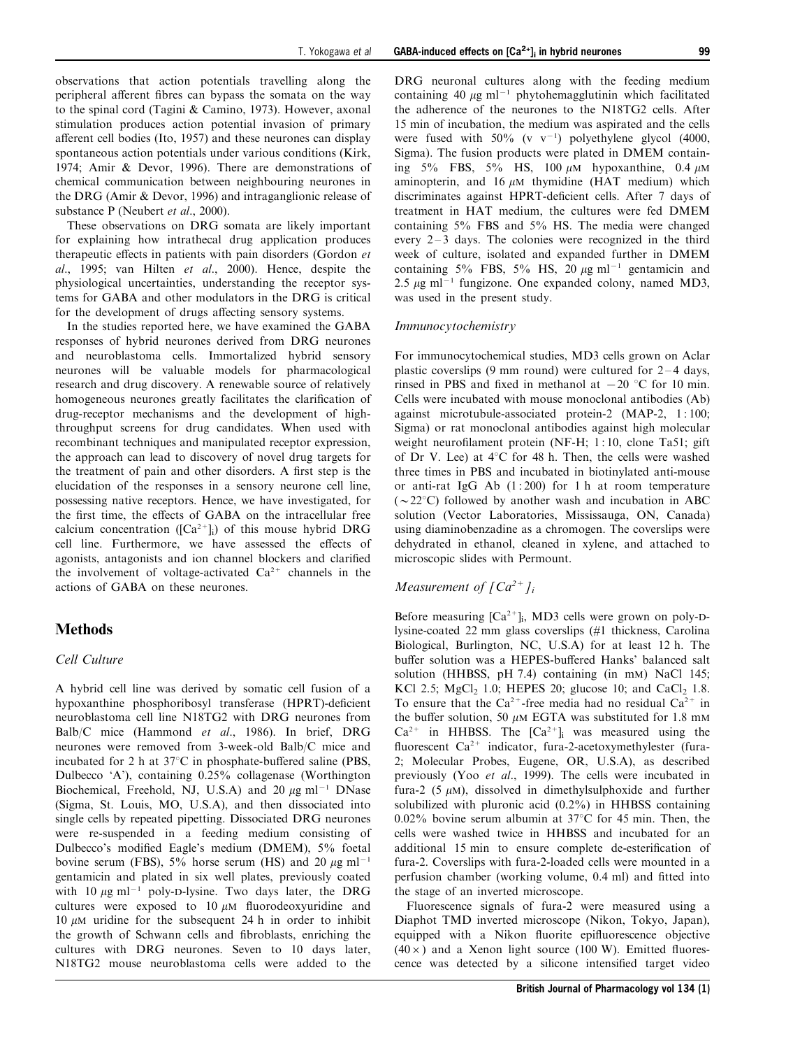observations that action potentials travelling along the peripheral afferent fibres can bypass the somata on the way to the spinal cord (Tagini & Camino, 1973). However, axonal stimulation produces action potential invasion of primary afferent cell bodies (Ito, 1957) and these neurones can display spontaneous action potentials under various conditions (Kirk, 1974; Amir & Devor, 1996). There are demonstrations of chemical communication between neighbouring neurones in the DRG (Amir & Devor, 1996) and intraganglionic release of substance P (Neubert *et al*., 2000).

These observations on DRG somata are likely important for explaining how intrathecal drug application produces therapeutic effects in patients with pain disorders (Gordon *et al*., 1995; van Hilten *et al*., 2000). Hence, despite the physiological uncertainties, understanding the receptor systems for GABA and other modulators in the DRG is critical for the development of drugs affecting sensory systems.

In the studies reported here, we have examined the GABA responses of hybrid neurones derived from DRG neurones and neuroblastoma cells. Immortalized hybrid sensory neurones will be valuable models for pharmacological research and drug discovery. A renewable source of relatively homogeneous neurones greatly facilitates the clarification of drug-receptor mechanisms and the development of high-throughput screens for drug candidates. When used with recombinant techniques and manipulated receptor expression, the approach can lead to discovery of novel drug targets for the treatment of pain and other disorders. A first step is the elucidation of the responses in a sensory neurone cell line, possessing native receptors. Hence, we have investigated, for the first time, the effects of GABA on the intracellular free calcium concentration ($[Ca^{2+}]_i$) of this mouse hybrid DRG cell line. Furthermore, we have assessed the effects of agonists, antagonists and ion channel blockers and clarified the involvement of voltage-activated $Ca^{2+}$ channels in the actions of GABA on these neurones.

## Methods

### Cell Culture

A hybrid cell line was derived by somatic cell fusion of a hypoxanthine phosphoribosyl transferase (HPRT)-deficient neuroblastoma cell line N18TG2 with DRG neurones from Balb/C mice (Hammond *et al*., 1986). In brief, DRG neurones were removed from 3-week-old Balb/C mice and incubated for 2 h at 37°C in phosphate-buffered saline (PBS, Dulbecco 'A'), containing 0.25% collagenase (Worthington Biochemical, Freehold, NJ, U.S.A) and 20 $\mu$g ml$^{-1}$ DNase (Sigma, St. Louis, MO, U.S.A), and then dissociated into single cells by repeated pipetting. Dissociated DRG neurones were re-suspended in a feeding medium consisting of Dulbecco's modified Eagle's medium (DMEM), 5% foetal bovine serum (FBS), 5% horse serum (HS) and 20 $\mu$g ml$^{-1}$ gentamicin and plated in six well plates, previously coated with 10 $\mu$g ml$^{-1}$ poly-D-lysine. Two days later, the DRG cultures were exposed to 10 $\mu$M fluorodeoxyuridine and 10 $\mu$M uridine for the subsequent 24 h in order to inhibit the growth of Schwann cells and fibroblasts, enriching the cultures with DRG neurones. Seven to 10 days later, N18TG2 mouse neuroblastoma cells were added to the DRG neuronal cultures along with the feeding medium containing 40 $\mu$g ml$^{-1}$ phytohemagglutinin which facilitated the adherence of the neurones to the N18TG2 cells. After 15 min of incubation, the medium was aspirated and the cells were fused with 50% (v v$^{-1}$) polyethylene glycol (4000, Sigma). The fusion products were plated in DMEM containing 5% FBS, 5% HS, 100 $\mu$M hypoxanthine, 0.4 $\mu$M aminopterin, and 16 $\mu$M thymidine (HAT medium) which discriminates against HPRT-deficient cells. After 7 days of treatment in HAT medium, the cultures were fed DMEM containing 5% FBS and 5% HS. The media were changed every 2–3 days. The colonies were recognized in the third week of culture, isolated and expanded further in DMEM containing 5% FBS, 5% HS, 20 $\mu$g ml$^{-1}$ gentamicin and 2.5 $\mu$g ml$^{-1}$ fungizone. One expanded colony, named MD3, was used in the present study.

### Immunocytochemistry

For immunocytochemical studies, MD3 cells grown on Aclar plastic coverslips (9 mm round) were cultured for 2–4 days, rinsed in PBS and fixed in methanol at −20 °C for 10 min. Cells were incubated with mouse monoclonal antibodies (Ab) against microtubule-associated protein-2 (MAP-2, 1 : 100; Sigma) or rat monoclonal antibodies against high molecular weight neurofilament protein (NF-H; 1 : 10, clone Ta51; gift of Dr V. Lee) at 4°C for 48 h. Then, the cells were washed three times in PBS and incubated in biotinylated anti-mouse or anti-rat IgG Ab (1 : 200) for 1 h at room temperature (~22°C) followed by another wash and incubation in ABC solution (Vector Laboratories, Mississauga, ON, Canada) using diaminobenzadine as a chromogen. The coverslips were dehydrated in ethanol, cleaned in xylene, and attached to microscopic slides with Permount.

### Measurement of $[Ca^{2+}]_i$

Before measuring $[Ca^{2+}]_i$, MD3 cells were grown on poly-D-lysine-coated 22 mm glass coverslips (#1 thickness, Carolina Biological, Burlington, NC, U.S.A) for at least 12 h. The buffer solution was a HEPES-buffered Hanks' balanced salt solution (HHBSS, pH 7.4) containing (in mM) NaCl 145; KCl 2.5; $MgCl_2$ 1.0; HEPES 20; glucose 10; and $CaCl_2$ 1.8. To ensure that the $Ca^{2+}$-free media had no residual $Ca^{2+}$ in the buffer solution, 50 $\mu$M EGTA was substituted for 1.8 mM $Ca^{2+}$ in HHBSS. The $[Ca^{2+}]_i$ was measured using the fluorescent $Ca^{2+}$ indicator, fura-2-acetoxymethylester (fura-2; Molecular Probes, Eugene, OR, U.S.A), as described previously (Yoo *et al*., 1999). The cells were incubated in fura-2 (5 $\mu$M), dissolved in dimethylsulphoxide and further solubilized with pluronic acid (0.2%) in HHBSS containing 0.02% bovine serum albumin at 37°C for 45 min. Then, the cells were washed twice in HHBSS and incubated for an additional 15 min to ensure complete de-esterification of fura-2. Coverslips with fura-2-loaded cells were mounted in a perfusion chamber (working volume, 0.4 ml) and fitted into the stage of an inverted microscope.

Fluorescence signals of fura-2 were measured using a Diaphot TMD inverted microscope (Nikon, Tokyo, Japan), equipped with a Nikon fluorite epifluorescence objective (40×) and a Xenon light source (100 W). Emitted fluorescence was detected by a silicone intensified target video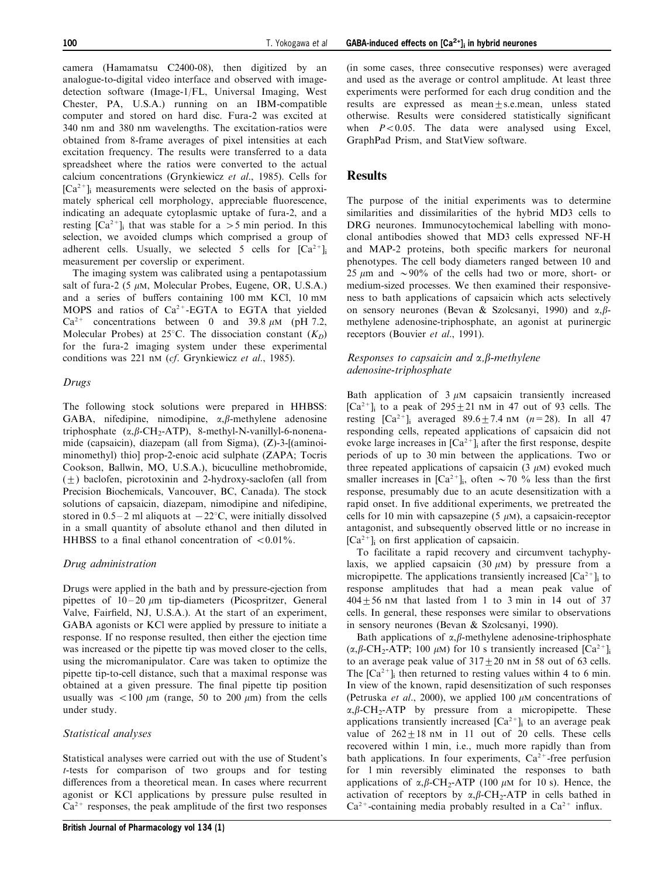camera (Hamamatsu C2400-08), then digitized by an analogue-to-digital video interface and observed with image-detection software (Image-1/FL, Universal Imaging, West Chester, PA, U.S.A.) running on an IBM-compatible computer and stored on hard disc. Fura-2 was excited at 340 nm and 380 nm wavelengths. The excitation-ratios were obtained from 8-frame averages of pixel intensities at each excitation frequency. The results were transferred to a data spreadsheet where the ratios were converted to the actual calcium concentrations (Grynkiewicz *et al*., 1985). Cells for $[Ca^{2+}]_i$ measurements were selected on the basis of approximately spherical cell morphology, appreciable fluorescence, indicating an adequate cytoplasmic uptake of fura-2, and a resting $[Ca^{2+}]_i$ that was stable for a >5 min period. In this selection, we avoided clumps which comprised a group of adherent cells. Usually, we selected 5 cells for $[Ca^{2+}]_i$ measurement per coverslip or experiment.

The imaging system was calibrated using a pentapotassium salt of fura-2 (5 $\mu$M, Molecular Probes, Eugene, OR, U.S.A.) and a series of buffers containing 100 mM KCl, 10 mM MOPS and ratios of $Ca^{2+}$-EGTA to EGTA that yielded $Ca^{2+}$ concentrations between 0 and 39.8 $\mu$M (pH 7.2, Molecular Probes) at 25°C. The dissociation constant ($K_D$) for the fura-2 imaging system under these experimental conditions was 221 nM (*cf*. Grynkiewicz *et al*., 1985).

### *Drugs*

The following stock solutions were prepared in HHBSS: GABA, nifedipine, nimodipine, $\alpha,\beta$-methylene adenosine triphosphate ($\alpha,\beta$-$CH_2$-ATP), 8-methyl-N-vanillyl-6-nonenamide (capsaicin), diazepam (all from Sigma), (Z)-3-[(aminoiminomethyl) thio] prop-2-enoic acid sulphate (ZAPA; Tocris Cookson, Ballwin, MO, U.S.A.), bicuculline methobromide, (±) baclofen, picrotoxinin and 2-hydroxy-saclofen (all from Precision Biochemicals, Vancouver, BC, Canada). The stock solutions of capsaicin, diazepam, nimodipine and nifedipine, stored in 0.5–2 ml aliquots at −22°C, were initially dissolved in a small quantity of absolute ethanol and then diluted in HHBSS to a final ethanol concentration of <0.01%.

### *Drug administration*

Drugs were applied in the bath and by pressure-ejection from pipettes of 10–20 $\mu$m tip-diameters (Picospritzer, General Valve, Fairfield, NJ, U.S.A.). At the start of an experiment, GABA agonists or KCl were applied by pressure to initiate a response. If no response resulted, then either the ejection time was increased or the pipette tip was moved closer to the cells, using the micromanipulator. Care was taken to optimize the pipette tip-to-cell distance, such that a maximal response was obtained at a given pressure. The final pipette tip position usually was <100 $\mu$m (range, 50 to 200 $\mu$m) from the cells under study.

### *Statistical analyses*

Statistical analyses were carried out with the use of Student's *t*-tests for comparison of two groups and for testing differences from a theoretical mean. In cases where recurrent agonist or KCl applications by pressure pulse resulted in $Ca^{2+}$ responses, the peak amplitude of the first two responses (in some cases, three consecutive responses) were averaged and used as the average or control amplitude. At least three experiments were performed for each drug condition and the results are expressed as mean ± s.e.mean, unless stated otherwise. Results were considered statistically significant when $P<0.05$. The data were analysed using Excel, GraphPad Prism, and StatView software.

## Results

The purpose of the initial experiments was to determine similarities and dissimilarities of the hybrid MD3 cells to DRG neurones. Immunocytochemical labelling with monoclonal antibodies showed that MD3 cells expressed NF-H and MAP-2 proteins, both specific markers for neuronal phenotypes. The cell body diameters ranged between 10 and 25 $\mu$m and ~90% of the cells had two or more, short- or medium-sized processes. We then examined their responsiveness to bath applications of capsaicin which acts selectively on sensory neurones (Bevan & Szolcsanyi, 1990) and $\alpha,\beta$-methylene adenosine-triphosphate, an agonist at purinergic receptors (Bouvier *et al*., 1991).

### *Responses to capsaicin and $\alpha,\beta$-methylene adenosine-triphosphate*

Bath application of 3 $\mu$M capsaicin transiently increased $[Ca^{2+}]_i$ to a peak of 295 ± 21 nM in 47 out of 93 cells. The resting $[Ca^{2+}]_i$ averaged 89.6 ± 7.4 nM ($n$ = 28). In all 47 responding cells, repeated applications of capsaicin did not evoke large increases in $[Ca^{2+}]_i$ after the first response, despite periods of up to 30 min between the applications. Two or three repeated applications of capsaicin (3 $\mu$M) evoked much smaller increases in $[Ca^{2+}]_i$, often ~70 % less than the first response, presumably due to an acute desensitization with a rapid onset. In five additional experiments, we pretreated the cells for 10 min with capsazepine (5 $\mu$M), a capsaicin-receptor antagonist, and subsequently observed little or no increase in $[Ca^{2+}]_i$ on first application of capsaicin.

To facilitate a rapid recovery and circumvent tachyphylaxis, we applied capsaicin (30 $\mu$M) by pressure from a micropipette. The applications transiently increased $[Ca^{2+}]_i$ to response amplitudes that had a mean peak value of 404 ± 56 nM that lasted from 1 to 3 min in 14 out of 37 cells. In general, these responses were similar to observations in sensory neurones (Bevan & Szolcsanyi, 1990).

Bath applications of $\alpha,\beta$-methylene adenosine-triphosphate ($\alpha,\beta$-$CH_2$-ATP; 100 $\mu$M) for 10 s transiently increased $[Ca^{2+}]_i$ to an average peak value of 317 ± 20 nM in 58 out of 63 cells. The $[Ca^{2+}]_i$ then returned to resting values within 4 to 6 min. In view of the known, rapid desensitization of such responses (Petruska *et al*., 2000), we applied 100 $\mu$M concentrations of $\alpha,\beta$-$CH_2$-ATP by pressure from a micropipette. These applications transiently increased $[Ca^{2+}]_i$ to an average peak value of 262 ± 18 nM in 11 out of 20 cells. These cells recovered within 1 min, i.e., much more rapidly than from bath applications. In four experiments, $Ca^{2+}$-free perfusion for 1 min reversibly eliminated the responses to bath applications of $\alpha,\beta$-$CH_2$-ATP (100 $\mu$M for 10 s). Hence, the activation of receptors by $\alpha,\beta$-$CH_2$-ATP in cells bathed in $Ca^{2+}$-containing media probably resulted in a $Ca^{2+}$ influx.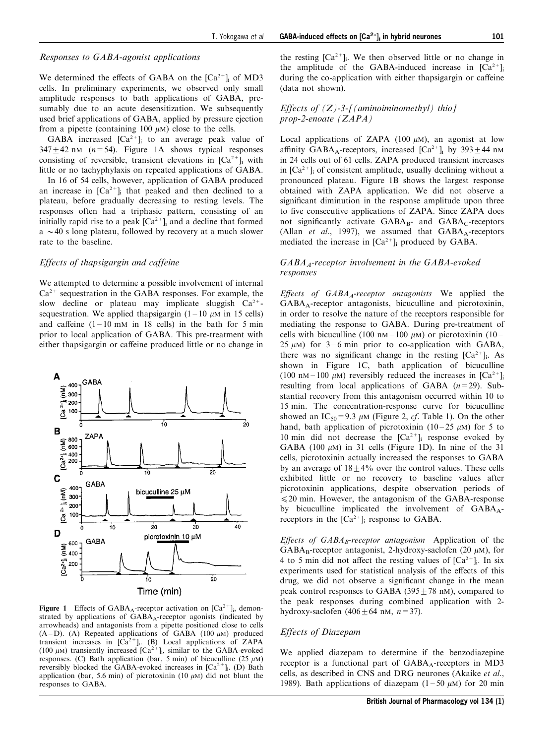### Responses to GABA-agonist applications

We determined the effects of GABA on the $[Ca^{2+}]_i$ of MD3 cells. In preliminary experiments, we observed only small amplitude responses to bath applications of GABA, presumably due to an acute desensitization. We subsequently used brief applications of GABA, applied by pressure ejection from a pipette (containing 100 $\mu$M) close to the cells.

GABA increased $[Ca^{2+}]_i$ to an average peak value of $347 \pm 42$ nM ($n = 54$). Figure 1A shows typical responses consisting of reversible, transient elevations in $[Ca^{2+}]_i$ with little or no tachyphylaxis on repeated applications of GABA.

In 16 of 54 cells, however, application of GABA produced an increase in $[Ca^{2+}]_i$ that peaked and then declined to a plateau, before gradually decreasing to resting levels. The responses often had a triphasic pattern, consisting of an initially rapid rise to a peak $[Ca^{2+}]_i$ and a decline that formed a ~40 s long plateau, followed by recovery at a much slower rate to the baseline.

### Effects of thapsigargin and caffeine

We attempted to determine a possible involvement of internal $Ca^{2+}$ sequestration in the GABA responses. For example, the slow decline or plateau may implicate sluggish $Ca^{2+}$-sequestration. We applied thapsigargin (1–10 $\mu$M in 15 cells) and caffeine (1–10 mM in 18 cells) in the bath for 5 min prior to local application of GABA. This pre-treatment with either thapsigargin or caffeine produced little or no change in the resting $[Ca^{2+}]_i$. We then observed little or no change in the amplitude of the GABA-induced increase in $[Ca^{2+}]_i$ during the co-application with either thapsigargin or caffeine (data not shown).

**Figure 1** Effects of $GABA_A$-receptor activation on $[Ca^{2+}]_i$, demonstrated by applications of $GABA_A$-receptor agonists (indicated by arrowheads) and antagonists from a pipette positioned close to cells (A–D). (A) Repeated applications of GABA (100 $\mu$M) produced transient increases in $[Ca^{2+}]_i$. (B) Local applications of ZAPA (100 $\mu$M) transiently increased $[Ca^{2+}]_i$, similar to the GABA-evoked responses. (C) Bath application (bar, 5 min) of bicuculline (25 $\mu$M) reversibly blocked the GABA-evoked increases in $[Ca^{2+}]_i$. (D) Bath application (bar, 5.6 min) of picrotoxinin (10 $\mu$M) did not blunt the responses to GABA.

### Effects of (Z)-3-[(aminoiminomethyl) thio] prop-2-enoate (ZAPA)

Local applications of ZAPA (100 $\mu$M), an agonist at low affinity $GABA_A$-receptors, increased $[Ca^{2+}]_i$ by $393 \pm 44$ nM in 24 cells out of 61 cells. ZAPA produced transient increases in $[Ca^{2+}]_i$ of consistent amplitude, usually declining without a pronounced plateau. Figure 1B shows the largest response obtained with ZAPA application. We did not observe a significant diminution in the response amplitude upon three to five consecutive applications of ZAPA. Since ZAPA does not significantly activate $GABA_B$- and $GABA_C$-receptors (Allan *et al*., 1997), we assumed that $GABA_A$-receptors mediated the increase in $[Ca^{2+}]_i$ produced by GABA.

### $GABA_A$-receptor involvement in the GABA-evoked responses

*Effects of $GABA_A$-receptor antagonists* We applied the $GABA_A$-receptor antagonists, bicuculline and picrotoxinin, in order to resolve the nature of the receptors responsible for mediating the response to GABA. During pre-treatment of cells with bicuculline (100 nM–100 $\mu$M) or picrotoxinin (10–25 $\mu$M) for 3–6 min prior to co-application with GABA, there was no significant change in the resting $[Ca^{2+}]_i$. As shown in Figure 1C, bath application of bicuculline (100 nM–100 $\mu$M) reversibly reduced the increases in $[Ca^{2+}]_i$ resulting from local applications of GABA ($n = 29$). Substantial recovery from this antagonism occurred within 10 to 15 min. The concentration-response curve for bicuculline showed an $IC_{50} = 9.3$ $\mu$M (Figure 2, *cf*. Table 1). On the other hand, bath application of picrotoxinin (10–25 $\mu$M) for 5 to 10 min did not decrease the $[Ca^{2+}]_i$ response evoked by GABA (100 $\mu$M) in 31 cells (Figure 1D). In nine of the 31 cells, picrotoxinin actually increased the responses to GABA by an average of $18 \pm 4\%$ over the control values. These cells exhibited little or no recovery to baseline values after picrotoxinin applications, despite observation periods of $\leqslant 20$ min. However, the antagonism of the GABA-response by bicuculline implicated the involvement of $GABA_A$-receptors in the $[Ca^{2+}]_i$ response to GABA.

*Effects of $GABA_B$-receptor antagonism* Application of the $GABA_B$-receptor antagonist, 2-hydroxy-saclofen (20 $\mu$M), for 4 to 5 min did not affect the resting values of $[Ca^{2+}]_i$. In six experiments used for statistical analysis of the effects of this drug, we did not observe a significant change in the mean peak control responses to GABA ($395 \pm 78$ nM), compared to the peak responses during combined application with 2-hydroxy-saclofen ($406 \pm 64$ nM, $n = 37$).

### Effects of Diazepam

We applied diazepam to determine if the benzodiazepine receptor is a functional part of $GABA_A$-receptors in MD3 cells, as described in CNS and DRG neurones (Akaike *et al*., 1989). Bath applications of diazepam (1–50 $\mu$M) for 20 min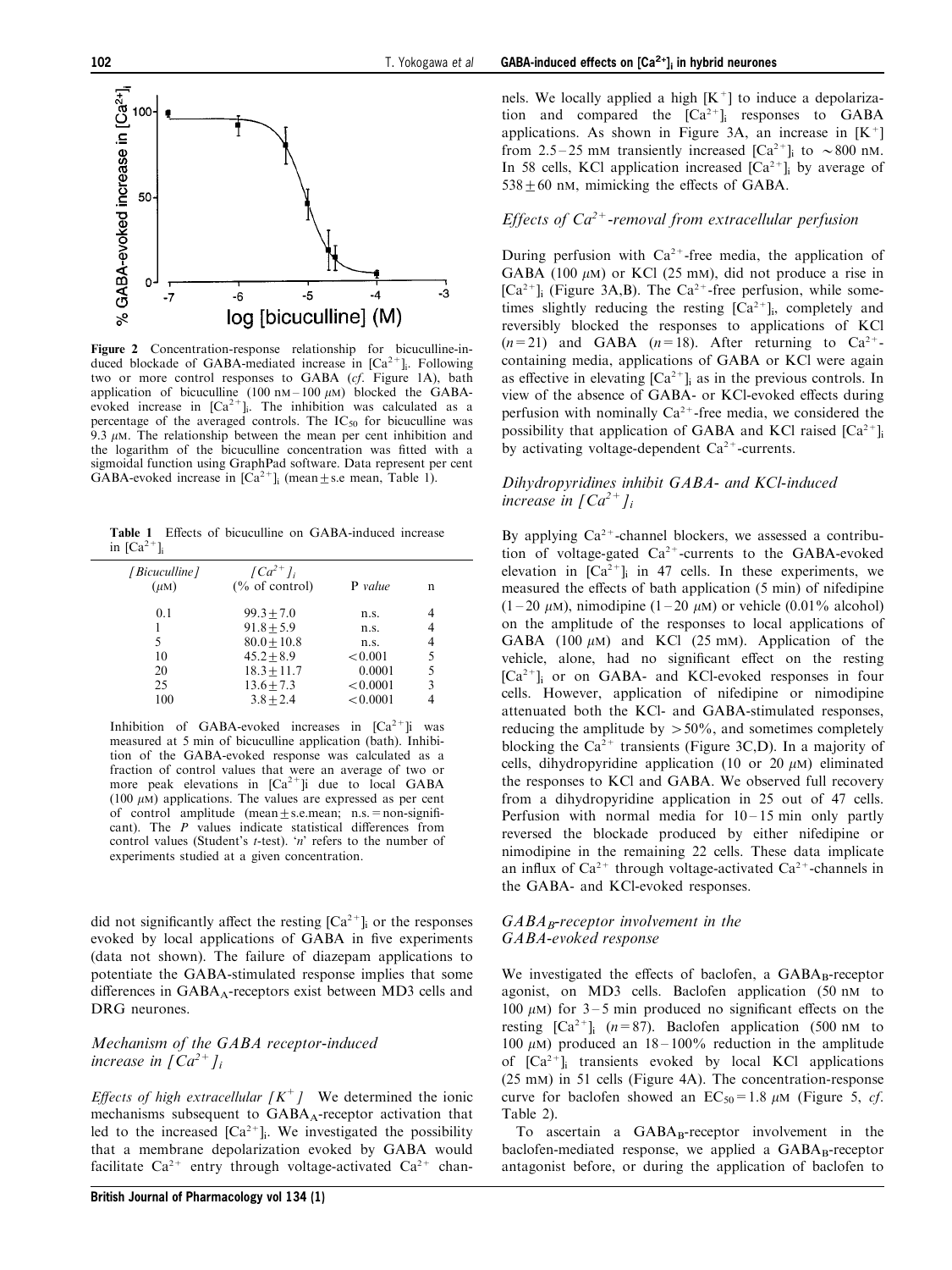Figure 2 Concentration-response relationship for bicuculline-induced blockade of GABA-mediated increase in $[Ca^{2+}]_i$. Following two or more control responses to GABA (*cf*. Figure 1A), bath application of bicuculline (100 nM – 100 $\mu$M) blocked the GABA-evoked increase in $[Ca^{2+}]_i$. The inhibition was calculated as a percentage of the averaged controls. The $IC_{50}$ for bicuculline was 9.3 $\mu$M. The relationship between the mean per cent inhibition and the logarithm of the bicuculline concentration was fitted with a sigmoidal function using GraphPad software. Data represent per cent GABA-evoked increase in $[Ca^{2+}]_i$ (mean ± s.e mean, Table 1).

**Table 1** Effects of bicuculline on GABA-induced increase in $[Ca^{2+}]_i$

| *[Bicuculline]* ($\mu$M) | *$[Ca^{2+}]_i$* (% of control) | *P value* | n |
|---|---|---|---|
| 0.1 | 99.3 ± 7.0 | n.s. | 4 |
| 1 | 91.8 ± 5.9 | n.s. | 4 |
| 5 | 80.0 ± 10.8 | n.s. | 4 |
| 10 | 45.2 ± 8.9 | <0.001 | 5 |
| 20 | 18.3 ± 11.7 | 0.0001 | 5 |
| 25 | 13.6 ± 7.3 | <0.0001 | 3 |
| 100 | 3.8 ± 2.4 | <0.0001 | 4 |

Inhibition of GABA-evoked increases in $[Ca^{2+}]$i was measured at 5 min of bicuculline application (bath). Inhibition of the GABA-evoked response was calculated as a fraction of control values that were an average of two or more peak elevations in $[Ca^{2+}]$i due to local GABA (100 $\mu$M) applications. The values are expressed as per cent of control amplitude (mean ± s.e.mean; n.s. = non-significant). The *P* values indicate statistical differences from control values (Student's *t*-test). '*n*' refers to the number of experiments studied at a given concentration.

did not significantly affect the resting $[Ca^{2+}]_i$ or the responses evoked by local applications of GABA in five experiments (data not shown). The failure of diazepam applications to potentiate the GABA-stimulated response implies that some differences in $GABA_A$-receptors exist between MD3 cells and DRG neurones.

## *Mechanism of the GABA receptor-induced increase in $[Ca^{2+}]_i$*

*Effects of high extracellular $[K^+]$* We determined the ionic mechanisms subsequent to $GABA_A$-receptor activation that led to the increased $[Ca^{2+}]_i$. We investigated the possibility that a membrane depolarization evoked by GABA would facilitate $Ca^{2+}$ entry through voltage-activated $Ca^{2+}$ channels. We locally applied a high $[K^+]$ to induce a depolarization and compared the $[Ca^{2+}]_i$ responses to GABA applications. As shown in Figure 3A, an increase in $[K^+]$ from 2.5 – 25 mM transiently increased $[Ca^{2+}]_i$ to ~800 nM. In 58 cells, KCl application increased $[Ca^{2+}]_i$ by average of 538 ± 60 nM, mimicking the effects of GABA.

### *Effects of $Ca^{2+}$-removal from extracellular perfusion*

During perfusion with $Ca^{2+}$-free media, the application of GABA (100 $\mu$M) or KCl (25 mM), did not produce a rise in $[Ca^{2+}]_i$ (Figure 3A,B). The $Ca^{2+}$-free perfusion, while sometimes slightly reducing the resting $[Ca^{2+}]_i$, completely and reversibly blocked the responses to applications of KCl ($n=21$) and GABA ($n=18$). After returning to $Ca^{2+}$-containing media, applications of GABA or KCl were again as effective in elevating $[Ca^{2+}]_i$ as in the previous controls. In view of the absence of GABA- or KCl-evoked effects during perfusion with nominally $Ca^{2+}$-free media, we considered the possibility that application of GABA and KCl raised $[Ca^{2+}]_i$ by activating voltage-dependent $Ca^{2+}$-currents.

### *Dihydropyridines inhibit GABA- and KCl-induced increase in $[Ca^{2+}]_i$*

By applying $Ca^{2+}$-channel blockers, we assessed a contribution of voltage-gated $Ca^{2+}$-currents to the GABA-evoked elevation in $[Ca^{2+}]_i$ in 47 cells. In these experiments, we measured the effects of bath application (5 min) of nifedipine (1 – 20 $\mu$M), nimodipine (1 – 20 $\mu$M) or vehicle (0.01% alcohol) on the amplitude of the responses to local applications of GABA (100 $\mu$M) and KCl (25 mM). Application of the vehicle, alone, had no significant effect on the resting $[Ca^{2+}]_i$ or on GABA- and KCl-evoked responses in four cells. However, application of nifedipine or nimodipine attenuated both the KCl- and GABA-stimulated responses, reducing the amplitude by >50%, and sometimes completely blocking the $Ca^{2+}$ transients (Figure 3C,D). In a majority of cells, dihydropyridine application (10 or 20 $\mu$M) eliminated the responses to KCl and GABA. We observed full recovery from a dihydropyridine application in 25 out of 47 cells. Perfusion with normal media for 10 – 15 min only partly reversed the blockade produced by either nifedipine or nimodipine in the remaining 22 cells. These data implicate an influx of $Ca^{2+}$ through voltage-activated $Ca^{2+}$-channels in the GABA- and KCl-evoked responses.

### *$GABA_B$-receptor involvement in the GABA-evoked response*

We investigated the effects of baclofen, a $GABA_B$-receptor agonist, on MD3 cells. Baclofen application (50 nM to 100 $\mu$M) for 3 – 5 min produced no significant effects on the resting $[Ca^{2+}]_i$ ($n=87$). Baclofen application (500 nM to 100 $\mu$M) produced an 18 – 100% reduction in the amplitude of $[Ca^{2+}]_i$ transients evoked by local KCl applications (25 mM) in 51 cells (Figure 4A). The concentration-response curve for baclofen showed an $EC_{50} = 1.8$ $\mu$M (Figure 5, *cf*. Table 2).

To ascertain a $GABA_B$-receptor involvement in the baclofen-mediated response, we applied a $GABA_B$-receptor antagonist before, or during the application of baclofen to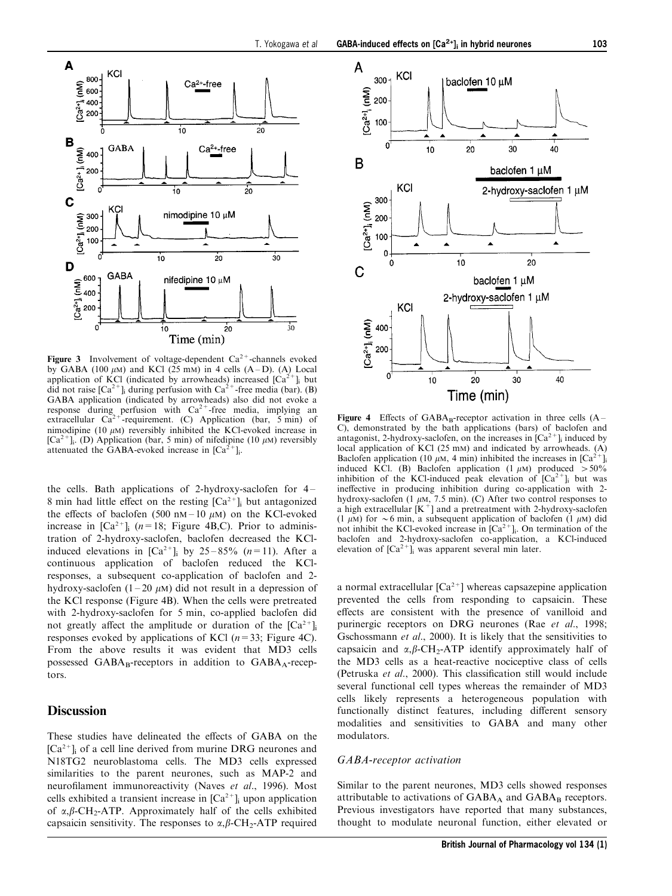**Figure 3** Involvement of voltage-dependent $Ca^{2+}$-channels evoked by GABA (100 $\mu$M) and KCl (25 mM) in 4 cells (A–D). (A) Local application of KCl (indicated by arrowheads) increased $[Ca^{2+}]_i$ but did not raise $[Ca^{2+}]_i$ during perfusion with $Ca^{2+}$-free media (bar). (B) GABA application (indicated by arrowheads) also did not evoke a response during perfusion with $Ca^{2+}$-free media, implying an extracellular $Ca^{2+}$-requirement. (C) Application (bar, 5 min) of nimodipine (10 $\mu$M) reversibly inhibited the KCl-evoked increase in $[Ca^{2+}]_i$. (D) Application (bar, 5 min) of nifedipine (10 $\mu$M) reversibly attenuated the GABA-evoked increase in $[Ca^{2+}]_i$.

the cells. Bath applications of 2-hydroxy-saclofen for 4–8 min had little effect on the resting $[Ca^{2+}]_i$ but antagonized the effects of baclofen (500 nM–10 $\mu$M) on the KCl-evoked increase in $[Ca^{2+}]_i$ ($n=18$; Figure 4B,C). Prior to administration of 2-hydroxy-saclofen, baclofen decreased the KCl-induced elevations in $[Ca^{2+}]_i$ by 25–85% ($n=11$). After a continuous application of baclofen reduced the KCl-responses, a subsequent co-application of baclofen and 2-hydroxy-saclofen (1–20 $\mu$M) did not result in a depression of the KCl response (Figure 4B). When the cells were pretreated with 2-hydroxy-saclofen for 5 min, co-applied baclofen did not greatly affect the amplitude or duration of the $[Ca^{2+}]_i$ responses evoked by applications of KCl ($n=33$; Figure 4C). From the above results it was evident that MD3 cells possessed $GABA_B$-receptors in addition to $GABA_A$-receptors.

## Discussion

These studies have delineated the effects of GABA on the $[Ca^{2+}]_i$ of a cell line derived from murine DRG neurones and N18TG2 neuroblastoma cells. The MD3 cells expressed similarities to the parent neurones, such as MAP-2 and neurofilament immunoreactivity (Naves *et al*., 1996). Most cells exhibited a transient increase in $[Ca^{2+}]_i$ upon application of $\alpha,\beta$-$CH_2$-ATP. Approximately half of the cells exhibited capsaicin sensitivity. The responses to $\alpha,\beta$-$CH_2$-ATP required

**Figure 4** Effects of $GABA_B$-receptor activation in three cells (A–C), demonstrated by the bath applications (bars) of baclofen and antagonist, 2-hydroxy-saclofen, on the increases in $[Ca^{2+}]_i$ induced by local application of KCl (25 mM) and indicated by arrowheads. (A) Baclofen application (10 $\mu$M, 4 min) inhibited the increases in $[Ca^{2+}]_i$ induced KCl. (B) Baclofen application (1 $\mu$M) produced >50% inhibition of the KCl-induced peak elevation of $[Ca^{2+}]_i$ but was ineffective in producing inhibition during co-application with 2-hydroxy-saclofen (1 $\mu$M, 7.5 min). (C) After two control responses to a high extracellular $[K^+]$ and a pretreatment with 2-hydroxy-saclofen (1 $\mu$M) for ~6 min, a subsequent application of baclofen (1 $\mu$M) did not inhibit the KCl-evoked increase in $[Ca^{2+}]_i$. On termination of the baclofen and 2-hydroxy-saclofen co-application, a KCl-induced elevation of $[Ca^{2+}]_i$ was apparent several min later.

a normal extracellular $[Ca^{2+}]$ whereas capsazepine application prevented the cells from responding to capsaicin. These effects are consistent with the presence of vanilloid and purinergic receptors on DRG neurones (Rae *et al*., 1998; Gschossmann *et al*., 2000). It is likely that the sensitivities to capsaicin and $\alpha,\beta$-$CH_2$-ATP identify approximately half of the MD3 cells as a heat-reactive nociceptive class of cells (Petruska *et al*., 2000). This classification still would include several functional cell types whereas the remainder of MD3 cells likely represents a heterogeneous population with functionally distinct features, including different sensory modalities and sensitivities to GABA and many other modulators.

### *GABA-receptor activation*

Similar to the parent neurones, MD3 cells showed responses attributable to activations of $GABA_A$ and $GABA_B$ receptors. Previous investigators have reported that many substances, thought to modulate neuronal function, either elevated or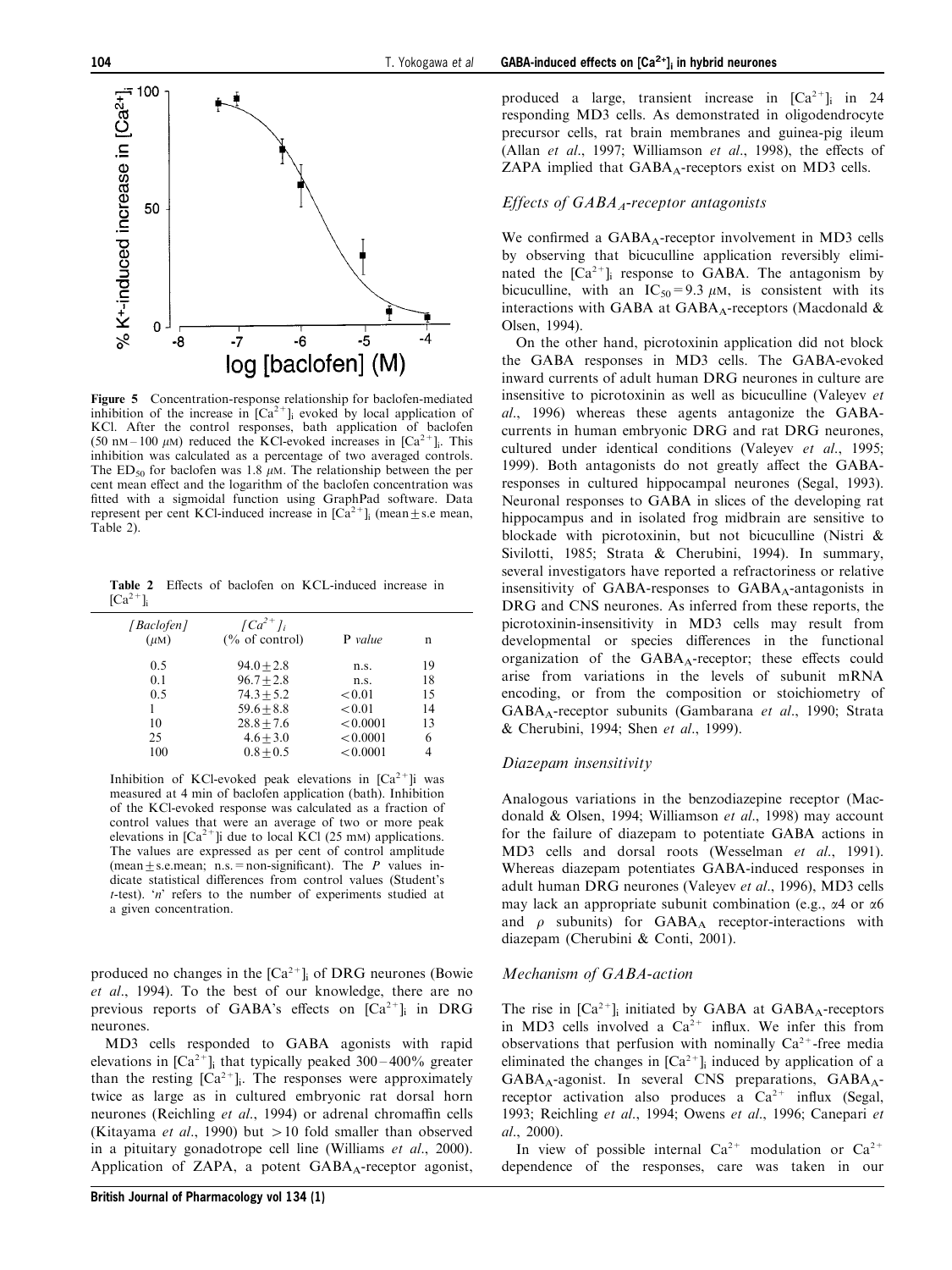**Figure 5** Concentration-response relationship for baclofen-mediated inhibition of the increase in $[Ca^{2+}]_i$ evoked by local application of KCl. After the control responses, bath application of baclofen (50 nM – 100 $\mu$M) reduced the KCl-evoked increases in $[Ca^{2+}]_i$. This inhibition was calculated as a percentage of two averaged controls. The $ED_{50}$ for baclofen was 1.8 $\mu$M. The relationship between the per cent mean effect and the logarithm of the baclofen concentration was fitted with a sigmoidal function using GraphPad software. Data represent per cent KCl-induced increase in $[Ca^{2+}]_i$ (mean ± s.e mean, Table 2).

**Table 2** Effects of baclofen on KCL-induced increase in $[Ca^{2+}]_i$

| [Baclofen] ($\mu$M) | $[Ca^{2+}]_i$ (% of control) | P value | n |
|---|---|---|---|
| 0.5 | 94.0 ± 2.8 | n.s. | 19 |
| 0.1 | 96.7 ± 2.8 | n.s. | 18 |
| 0.5 | 74.3 ± 5.2 | <0.01 | 15 |
| 1 | 59.6 ± 8.8 | <0.01 | 14 |
| 10 | 28.8 ± 7.6 | <0.0001 | 13 |
| 25 | 4.6 ± 3.0 | <0.0001 | 6 |
| 100 | 0.8 ± 0.5 | <0.0001 | 4 |

Inhibition of KCl-evoked peak elevations in $[Ca^{2+}]$i was measured at 4 min of baclofen application (bath). Inhibition of the KCl-evoked response was calculated as a fraction of control values that were an average of two or more peak elevations in $[Ca^{2+}]$i due to local KCl (25 mM) applications. The values are expressed as per cent of control amplitude (mean ± s.e.mean; n.s. = non-significant). The *P* values indicate statistical differences from control values (Student's *t*-test). '*n*' refers to the number of experiments studied at a given concentration.

produced no changes in the $[Ca^{2+}]_i$ of DRG neurones (Bowie *et al*., 1994). To the best of our knowledge, there are no previous reports of GABA's effects on $[Ca^{2+}]_i$ in DRG neurones.

MD3 cells responded to GABA agonists with rapid elevations in $[Ca^{2+}]_i$ that typically peaked 300–400% greater than the resting $[Ca^{2+}]_i$. The responses were approximately twice as large as in cultured embryonic rat dorsal horn neurones (Reichling *et al*., 1994) or adrenal chromaffin cells (Kitayama *et al*., 1990) but >10 fold smaller than observed in a pituitary gonadotrope cell line (Williams *et al*., 2000). Application of ZAPA, a potent $GABA_A$-receptor agonist, produced a large, transient increase in $[Ca^{2+}]_i$ in 24 responding MD3 cells. As demonstrated in oligodendrocyte precursor cells, rat brain membranes and guinea-pig ileum (Allan *et al*., 1997; Williamson *et al*., 1998), the effects of ZAPA implied that $GABA_A$-receptors exist on MD3 cells.

### *Effects of $GABA_A$-receptor antagonists*

We confirmed a $GABA_A$-receptor involvement in MD3 cells by observing that bicuculline application reversibly eliminated the $[Ca^{2+}]_i$ response to GABA. The antagonism by bicuculline, with an $IC_{50}$ = 9.3 $\mu$M, is consistent with its interactions with GABA at $GABA_A$-receptors (Macdonald & Olsen, 1994).

On the other hand, picrotoxinin application did not block the GABA responses in MD3 cells. The GABA-evoked inward currents of adult human DRG neurones in culture are insensitive to picrotoxinin as well as bicuculline (Valeyev *et al*., 1996) whereas these agents antagonize the GABA-currents in human embryonic DRG and rat DRG neurones, cultured under identical conditions (Valeyev *et al*., 1995; 1999). Both antagonists do not greatly affect the GABA-responses in cultured hippocampal neurones (Segal, 1993). Neuronal responses to GABA in slices of the developing rat hippocampus and in isolated frog midbrain are sensitive to blockade with picrotoxinin, but not bicuculline (Nistri & Sivilotti, 1985; Strata & Cherubini, 1994). In summary, several investigators have reported a refractoriness or relative insensitivity of GABA-responses to $GABA_A$-antagonists in DRG and CNS neurones. As inferred from these reports, the picrotoxinin-insensitivity in MD3 cells may result from developmental or species differences in the functional organization of the $GABA_A$-receptor; these effects could arise from variations in the levels of subunit mRNA encoding, or from the composition or stoichiometry of $GABA_A$-receptor subunits (Gambarana *et al*., 1990; Strata & Cherubini, 1994; Shen *et al*., 1999).

### *Diazepam insensitivity*

Analogous variations in the benzodiazepine receptor (Macdonald & Olsen, 1994; Williamson *et al*., 1998) may account for the failure of diazepam to potentiate GABA actions in MD3 cells and dorsal roots (Wesselman *et al*., 1991). Whereas diazepam potentiates GABA-induced responses in adult human DRG neurones (Valeyev *et al*., 1996), MD3 cells may lack an appropriate subunit combination (e.g., $\alpha$4 or $\alpha$6 and $\rho$ subunits) for $GABA_A$ receptor-interactions with diazepam (Cherubini & Conti, 2001).

### *Mechanism of GABA-action*

The rise in $[Ca^{2+}]_i$ initiated by GABA at $GABA_A$-receptors in MD3 cells involved a $Ca^{2+}$ influx. We infer this from observations that perfusion with nominally $Ca^{2+}$-free media eliminated the changes in $[Ca^{2+}]_i$ induced by application of a $GABA_A$-agonist. In several CNS preparations, $GABA_A$-receptor activation also produces a $Ca^{2+}$ influx (Segal, 1993; Reichling *et al*., 1994; Owens *et al*., 1996; Canepari *et al*., 2000).

In view of possible internal $Ca^{2+}$ modulation or $Ca^{2+}$ dependence of the responses, care was taken in our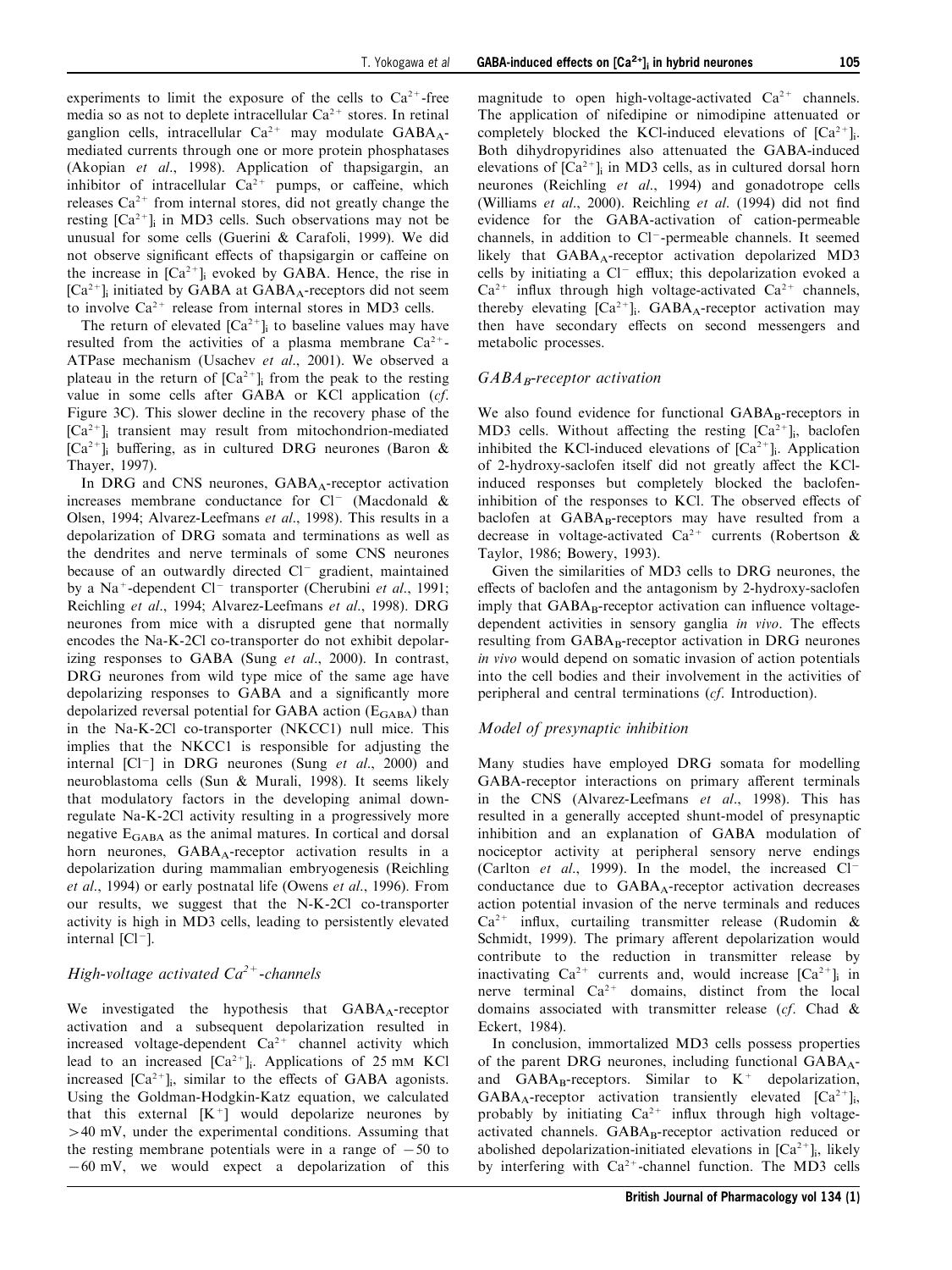experiments to limit the exposure of the cells to $Ca^{2+}$-free media so as not to deplete intracellular $Ca^{2+}$ stores. In retinal ganglion cells, intracellular $Ca^{2+}$ may modulate $GABA_A$-mediated currents through one or more protein phosphatases (Akopian *et al*., 1998). Application of thapsigargin, an inhibitor of intracellular $Ca^{2+}$ pumps, or caffeine, which releases $Ca^{2+}$ from internal stores, did not greatly change the resting $[Ca^{2+}]_i$ in MD3 cells. Such observations may not be unusual for some cells (Guerini & Carafoli, 1999). We did not observe significant effects of thapsigargin or caffeine on the increase in $[Ca^{2+}]_i$ evoked by GABA. Hence, the rise in $[Ca^{2+}]_i$ initiated by GABA at $GABA_A$-receptors did not seem to involve $Ca^{2+}$ release from internal stores in MD3 cells.

The return of elevated $[Ca^{2+}]_i$ to baseline values may have resulted from the activities of a plasma membrane $Ca^{2+}$-ATPase mechanism (Usachev *et al*., 2001). We observed a plateau in the return of $[Ca^{2+}]_i$ from the peak to the resting value in some cells after GABA or KCl application (*cf*. Figure 3C). This slower decline in the recovery phase of the $[Ca^{2+}]_i$ transient may result from mitochondrion-mediated $[Ca^{2+}]_i$ buffering, as in cultured DRG neurones (Baron & Thayer, 1997).

In DRG and CNS neurones, $GABA_A$-receptor activation increases membrane conductance for $Cl^-$ (Macdonald & Olsen, 1994; Alvarez-Leefmans *et al*., 1998). This results in a depolarization of DRG somata and terminations as well as the dendrites and nerve terminals of some CNS neurones because of an outwardly directed $Cl^-$ gradient, maintained by a $Na^+$-dependent $Cl^-$ transporter (Cherubini *et al*., 1991; Reichling *et al*., 1994; Alvarez-Leefmans *et al*., 1998). DRG neurones from mice with a disrupted gene that normally encodes the Na-K-2Cl co-transporter do not exhibit depolarizing responses to GABA (Sung *et al*., 2000). In contrast, DRG neurones from wild type mice of the same age have depolarizing responses to GABA and a significantly more depolarized reversal potential for GABA action ($E_{GABA}$) than in the Na-K-2Cl co-transporter (NKCC1) null mice. This implies that the NKCC1 is responsible for adjusting the internal $[Cl^-]$ in DRG neurones (Sung *et al*., 2000) and neuroblastoma cells (Sun & Murali, 1998). It seems likely that modulatory factors in the developing animal downregulate Na-K-2Cl activity resulting in a progressively more negative $E_{GABA}$ as the animal matures. In cortical and dorsal horn neurones, $GABA_A$-receptor activation results in a depolarization during mammalian embryogenesis (Reichling *et al*., 1994) or early postnatal life (Owens *et al*., 1996). From our results, we suggest that the N-K-2Cl co-transporter activity is high in MD3 cells, leading to persistently elevated internal $[Cl^-]$.

## *High-voltage activated $Ca^{2+}$-channels*

We investigated the hypothesis that $GABA_A$-receptor activation and a subsequent depolarization resulted in increased voltage-dependent $Ca^{2+}$ channel activity which lead to an increased $[Ca^{2+}]_i$. Applications of 25 mM KCl increased $[Ca^{2+}]_i$, similar to the effects of GABA agonists. Using the Goldman-Hodgkin-Katz equation, we calculated that this external $[K^+]$ would depolarize neurones by >40 mV, under the experimental conditions. Assuming that the resting membrane potentials were in a range of −50 to −60 mV, we would expect a depolarization of this magnitude to open high-voltage-activated $Ca^{2+}$ channels. The application of nifedipine or nimodipine attenuated or completely blocked the KCl-induced elevations of $[Ca^{2+}]_i$. Both dihydropyridines also attenuated the GABA-induced elevations of $[Ca^{2+}]_i$ in MD3 cells, as in cultured dorsal horn neurones (Reichling *et al*., 1994) and gonadotrope cells (Williams *et al*., 2000). Reichling *et al*. (1994) did not find evidence for the GABA-activation of cation-permeable channels, in addition to $Cl^-$-permeable channels. It seemed likely that $GABA_A$-receptor activation depolarized MD3 cells by initiating a $Cl^-$ efflux; this depolarization evoked a $Ca^{2+}$ influx through high voltage-activated $Ca^{2+}$ channels, thereby elevating $[Ca^{2+}]_i$. $GABA_A$-receptor activation may then have secondary effects on second messengers and metabolic processes.

## *$GABA_B$-receptor activation*

We also found evidence for functional $GABA_B$-receptors in MD3 cells. Without affecting the resting $[Ca^{2+}]_i$, baclofen inhibited the KCl-induced elevations of $[Ca^{2+}]_i$. Application of 2-hydroxy-saclofen itself did not greatly affect the KCl-induced responses but completely blocked the baclofen-inhibition of the responses to KCl. The observed effects of baclofen at $GABA_B$-receptors may have resulted from a decrease in voltage-activated $Ca^{2+}$ currents (Robertson & Taylor, 1986; Bowery, 1993).

Given the similarities of MD3 cells to DRG neurones, the effects of baclofen and the antagonism by 2-hydroxy-saclofen imply that $GABA_B$-receptor activation can influence voltage-dependent activities in sensory ganglia *in vivo*. The effects resulting from $GABA_B$-receptor activation in DRG neurones *in vivo* would depend on somatic invasion of action potentials into the cell bodies and their involvement in the activities of peripheral and central terminations (*cf*. Introduction).

## *Model of presynaptic inhibition*

Many studies have employed DRG somata for modelling GABA-receptor interactions on primary afferent terminals in the CNS (Alvarez-Leefmans *et al*., 1998). This has resulted in a generally accepted shunt-model of presynaptic inhibition and an explanation of GABA modulation of nociceptor activity at peripheral sensory nerve endings (Carlton *et al*., 1999). In the model, the increased $Cl^-$ conductance due to $GABA_A$-receptor activation decreases action potential invasion of the nerve terminals and reduces $Ca^{2+}$ influx, curtailing transmitter release (Rudomin & Schmidt, 1999). The primary afferent depolarization would contribute to the reduction in transmitter release by inactivating $Ca^{2+}$ currents and, would increase $[Ca^{2+}]_i$ in nerve terminal $Ca^{2+}$ domains, distinct from the local domains associated with transmitter release (*cf*. Chad & Eckert, 1984).

In conclusion, immortalized MD3 cells possess properties of the parent DRG neurones, including functional $GABA_A$- and $GABA_B$-receptors. Similar to $K^+$ depolarization, $GABA_A$-receptor activation transiently elevated $[Ca^{2+}]_i$, probably by initiating $Ca^{2+}$ influx through high voltage-activated channels. $GABA_B$-receptor activation reduced or abolished depolarization-initiated elevations in $[Ca^{2+}]_i$, likely by interfering with $Ca^{2+}$-channel function. The MD3 cells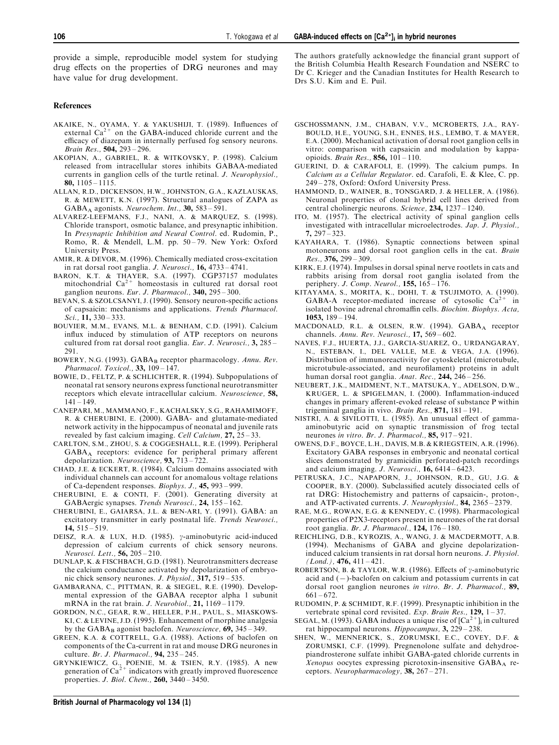provide a simple, reproducible model system for studying drug effects on the properties of DRG neurones and may have value for drug development.

The authors gratefully acknowledge the financial grant support of the British Columbia Health Research Foundation and NSERC to Dr C. Krieger and the Canadian Institutes for Health Research to Drs S.U. Kim and E. Puil.

## References

AKAIKE, N., OYAMA, Y. & YAKUSHIJI, T. (1989). Influences of external $Ca^{2+}$ on the GABA-induced chloride current and the efficacy of diazepam in internally perfused fog sensory neurons. *Brain Res.,* **504,** 293–296.

AKOPIAN, A., GABRIEL, R. & WITKOVSKY, P. (1998). Calcium released from intracellular stores inhibits GABAA-mediated currents in ganglion cells of the turtle retinal. *J. Neurophysiol.,* **80,** 1105–1115.

ALLAN, R.D., DICKENSON, H.W., JOHNSTON, G.A., KAZLAUSKAS, R. & MEWETT, K.N. (1997). Structural analogues of ZAPA as $GABA_A$ agonists. *Neurochem. Int.,* **30,** 583–591.

ALVAREZ-LEEFMANS, F.J., NANI, A. & MARQUEZ, S. (1998). Chloride transport, osmotic balance, and presynaptic inhibition. In *Presynaptic Inhibition and Neural Control*. ed. Rudomin, P., Romo, R. & Mendell, L.M. pp. 50–79. New York: Oxford University Press.

AMIR, R. & DEVOR, M. (1996). Chemically mediated cross-excitation in rat dorsal root ganglia. *J. Neurosci.,* **16,** 4733–4741.

BARON, K.T. & THAYER, S.A. (1997). CGP37157 modulates mitochondrial $Ca^{2+}$ homeostasis in cultured rat dorsal root ganglion neurons. *Eur. J. Pharmacol.,* **340,** 295–300.

BEVAN, S. & SZOLCSANYI, J. (1990). Sensory neuron-specific actions of capsaicin: mechanisms and applications. *Trends Pharmacol. Sci.,* **11,** 330–333.

BOUVIER, M.M., EVANS, M.L. & BENHAM, C.D. (1991). Calcium influx induced by stimulation of ATP receptors on neurons cultured from rat dorsal root ganglia. *Eur. J. Neurosci.,* **3,** 285–291.

BOWERY, N.G. (1993). $GABA_B$ receptor pharmacology. *Annu. Rev. Pharmacol. Toxicol.,* **33,** 109–147.

BOWIE, D., FELTZ, P. & SCHLICHTER, R. (1994). Subpopulations of neonatal rat sensory neurons express functional neurotransmitter receptors which elevate intracellular calcium. *Neuroscience,* **58,** 141–149.

CANEPARI, M., MAMMANO, F., KACHALSKY, S.G., RAHAMIMOFF, R. & CHERUBINI, E. (2000). GABA- and glutamate-mediated network activity in the hippocampus of neonatal and juvenile rats revealed by fast calcium imaging. *Cell Calcium,* **27,** 25–33.

CARLTON, S.M., ZHOU, S. & COGGESHALL, R.E. (1999). Peripheral $GABA_A$ receptors: evidence for peripheral primary afferent depolarization. *Neuroscience,* **93,** 713–722.

CHAD, J.E. & ECKERT, R. (1984). Calcium domains associated with individual channels can account for anomalous voltage relations of Ca-dependent responses. *Biophys. J.,* **45,** 993–999.

CHERUBINI, E. & CONTI, F. (2001). Generating diversity at GABAergic synapses. *Trends Neurosci.,* **24,** 155–162.

CHERUBINI, E., GAIARSA, J.L. & BEN-ARI, Y. (1991). GABA: an excitatory transmitter in early postnatal life. *Trends Neurosci.,* **14,** 515–519.

DEISZ, R.A. & LUX, H.D. (1985). $\gamma$-aminobutyric acid-induced depression of calcium currents of chick sensory neurons. *Neurosci. Lett.,* **56,** 205–210.

DUNLAP, K. & FISCHBACH, G.D. (1981). Neurotransmitters decrease the calcium conductance activated by depolarization of embryonic chick sensory neurones. *J. Physiol.,* **317,** 519–535.

GAMBARANA, C., PITTMAN, R. & SIEGEL, R.E. (1990). Developmental expression of the GABAA receptor alpha 1 subunit mRNA in the rat brain. *J. Neurobiol.,* **21,** 1169–1179.

GORDON, N.C., GEAR, R.W., HELLER, P.H., PAUL, S., MIASKOWSKI, C. & LEVINE, J.D. (1995). Enhancement of morphine analgesia by the $GABA_B$ agonist baclofen. *Neuroscience,* **69,** 345–349.

GREEN, K.A. & COTTRELL, G.A. (1988). Actions of baclofen on components of the Ca-current in rat and mouse DRG neurones in culture. *Br. J. Pharmacol.,* **94,** 235–245.

GRYNKIEWICZ, G., POENIE, M. & TSIEN, R.Y. (1985). A new generation of $Ca^{2+}$ indicators with greatly improved fluorescence properties. *J. Biol. Chem.,* **260,** 3440–3450.

GSCHOSSMANN, J.M., CHABAN, V.V., MCROBERTS, J.A., RAYBOULD, H.E., YOUNG, S.H., ENNES, H.S., LEMBO, T. & MAYER, E.A. (2000). Mechanical activation of dorsal root ganglion cells in vitro: comparison with capsaicin and modulation by kappa-opioids. *Brain Res.,* **856,** 101–110.

GUERINI, D. & CARAFOLI, E. (1999). The calcium pumps. In *Calcium as a Cellular Regulator*. ed. Carafoli, E. & Klee, C. pp. 249–278, Oxford: Oxford University Press.

HAMMOND, D., WAINER, B., TONSGARD, J. & HELLER, A. (1986). Neuronal properties of clonal hybrid cell lines derived from central cholinergic neurons. *Science,* **234,** 1237–1240.

ITO, M. (1957). The electrical activity of spinal ganglion cells investigated with intracellular microelectrodes. *Jap. J. Physiol.,* **7,** 297–323.

KAYAHARA, T. (1986). Synaptic connections between spinal motoneurons and dorsal root ganglion cells in the cat. *Brain Res.,* **376,** 299–309.

KIRK, E.J. (1974). Impulses in dorsal spinal nerve rootlets in cats and rabbits arising from dorsal root ganglia isolated from the periphery. *J. Comp. Neurol.,* **155,** 165–176.

KITAYAMA, S., MORITA, K., DOHI, T. & TSUJIMOTO, A. (1990). GABA-A receptor-mediated increase of cytosolic $Ca^{2+}$ in isolated bovine adrenal chromaffin cells. *Biochim. Biophys. Acta,* **1053,** 189–194.

MACDONALD, R.L. & OLSEN, R.W. (1994). $GABA_A$ receptor channels. *Annu. Rev. Neurosci.,* **17,** 569–602.

NAVES, F.J., HUERTA, J.J., GARCIA-SUAREZ, O., URDANGARAY, N., ESTEBAN, I., DEL VALLE, M.E. & VEGA, J.A. (1996). Distribution of immunoreactivity for cytoskeletal (microtubule, microtubule-associated, and neurofilament) proteins in adult human dorsal root ganglia. *Anat. Rec.,* **244,** 246–256.

NEUBERT, J.K., MAIDMENT, N.T., MATSUKA, Y., ADELSON, D.W., KRUGER, L. & SPIGELMAN, I. (2000). Inflammation-induced changes in primary afferent-evoked release of substance P within trigeminal ganglia in vivo. *Brain Res.,* **871,** 181–191.

NISTRI, A. & SIVILOTTI, L. (1985). An unusual effect of gamma-aminobutyric acid on synaptic transmission of frog tectal neurones *in vitro*. *Br. J. Pharmacol.,* **85,** 917–921.

OWENS, D.F., BOYCE, L.H., DAVIS, M.B. & KRIEGSTEIN, A.R. (1996). Excitatory GABA responses in embryonic and neonatal cortical slices demonstrated by gramicidin perforated-patch recordings and calcium imaging. *J. Neurosci.,* **16,** 6414–6423.

PETRUSKA, J.C., NAPAPORN, J., JOHNSON, R.D., GU, J.G. & COOPER, B.Y. (2000). Subclassified acutely dissociated cells of rat DRG: Histochemistry and patterns of capsaicin-, proton-, and ATP-activated currents. *J. Neurophysiol.,* **84,** 2365–2379.

RAE, M.G., ROWAN, E.G. & KENNEDY, C. (1998). Pharmacological properties of P2X3-receptors present in neurones of the rat dorsal root ganglia. *Br. J. Pharmacol.,* **124,** 176–180.

REICHLING, D.B., KYROZIS, A., WANG, J. & MACDERMOTT, A.B. (1994). Mechanisms of GABA and glycine depolarization-induced calcium transients in rat dorsal horn neurons. *J. Physiol. (Lond.),* **476,** 411–421.

ROBERTSON, B. & TAYLOR, W.R. (1986). Effects of $\gamma$-aminobutyric acid and (−)-baclofen on calcium and potassium currents in cat dorsal root ganglion neurones *in vitro*. *Br. J. Pharmacol.,* **89,** 661–672.

RUDOMIN, P. & SCHMIDT, R.F. (1999). Presynaptic inhibition in the vertebrate spinal cord revisited. *Exp. Brain Res.,* **129,** 1–37.

SEGAL, M. (1993). GABA induces a unique rise of $[Ca^{2+}]_i$ in cultured rat hippocampal neurons. *Hippocampus,* **3,** 229–238.

SHEN, W., MENNERICK, S., ZORUMSKI, E.C., COVEY, D.F. & ZORUMSKI, C.F. (1999). Pregnenolone sulfate and dehydroepiandrosterone sulfate inhibit GABA-gated chloride currents in *Xenopus* oocytes expressing picrotoxin-insensitive $GABA_A$ receptors. *Neuropharmacology,* **38,** 267–271.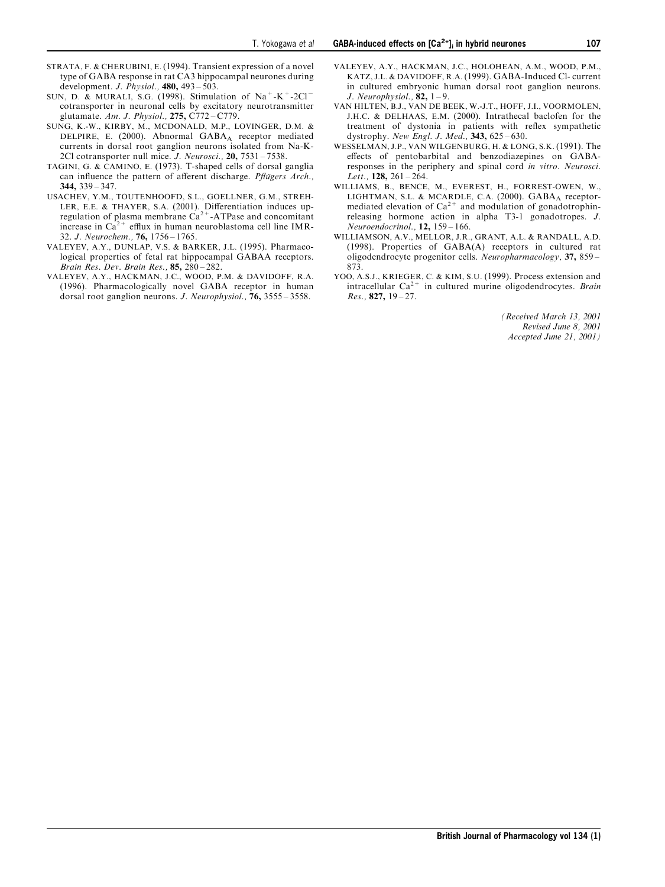STRATA, F. & CHERUBINI, E. (1994). Transient expression of a novel type of GABA response in rat CA3 hippocampal neurones during development. *J. Physiol.,* **480,** 493 – 503.

SUN, D. & MURALI, S.G. (1998). Stimulation of $Na^+$-$K^+$-$2Cl^-$ cotransporter in neuronal cells by excitatory neurotransmitter glutamate. *Am. J. Physiol.,* **275,** C772 – C779.

SUNG, K.-W., KIRBY, M., MCDONALD, M.P., LOVINGER, D.M. & DELPIRE, E. (2000). Abnormal $GABA_A$ receptor mediated currents in dorsal root ganglion neurons isolated from Na-K-2Cl cotransporter null mice. *J. Neurosci.,* **20,** 7531 – 7538.

TAGINI, G. & CAMINO, E. (1973). T-shaped cells of dorsal ganglia can influence the pattern of afferent discharge. *Pflügers Arch.,* **344,** 339 – 347.

USACHEV, Y.M., TOUTENHOOFD, S.L., GOELLNER, G.M., STREHLER, E.E. & THAYER, S.A. (2001). Differentiation induces up-regulation of plasma membrane $Ca^{2+}$-ATPase and concomitant increase in $Ca^{2+}$ efflux in human neuroblastoma cell line IMR-32. *J. Neurochem.,* **76,** 1756 – 1765.

VALEYEV, A.Y., DUNLAP, V.S. & BARKER, J.L. (1995). Pharmacological properties of fetal rat hippocampal GABAA receptors. *Brain Res. Dev. Brain Res.,* **85,** 280 – 282.

VALEYEV, A.Y., HACKMAN, J.C., WOOD, P.M. & DAVIDOFF, R.A. (1996). Pharmacologically novel GABA receptor in human dorsal root ganglion neurons. *J. Neurophysiol.,* **76,** 3555 – 3558.

VALEYEV, A.Y., HACKMAN, J.C., HOLOHEAN, A.M., WOOD, P.M., KATZ, J.L. & DAVIDOFF, R.A. (1999). GABA-Induced Cl- current in cultured embryonic human dorsal root ganglion neurons. *J. Neurophysiol.,* **82,** 1 – 9.

VAN HILTEN, B.J., VAN DE BEEK, W.-J.T., HOFF, J.I., VOORMOLEN, J.H.C. & DELHAAS, E.M. (2000). Intrathecal baclofen for the treatment of dystonia in patients with reflex sympathetic dystrophy. *New Engl. J. Med.,* **343,** 625 – 630.

WESSELMAN, J.P., VAN WILGENBURG, H. & LONG, S.K. (1991). The effects of pentobarbital and benzodiazepines on GABA-responses in the periphery and spinal cord *in vitro*. *Neurosci. Lett.,* **128,** 261 – 264.

WILLIAMS, B., BENCE, M., EVEREST, H., FORREST-OWEN, W., LIGHTMAN, S.L. & MCARDLE, C.A. (2000). $GABA_A$ receptor-mediated elevation of $Ca^{2+}$ and modulation of gonadotrophin-releasing hormone action in alpha T3-1 gonadotropes. *J. Neuroendocrinol.,* **12,** 159 – 166.

WILLIAMSON, A.V., MELLOR, J.R., GRANT, A.L. & RANDALL, A.D. (1998). Properties of GABA(A) receptors in cultured rat oligodendrocyte progenitor cells. *Neuropharmacology,* **37,** 859 – 873.

YOO, A.S.J., KRIEGER, C. & KIM, S.U. (1999). Process extension and intracellular $Ca^{2+}$ in cultured murine oligodendrocytes. *Brain Res.,* **827,** 19 – 27.

*(Received March 13, 2001*
*Revised June 8, 2001*
*Accepted June 21, 2001)*